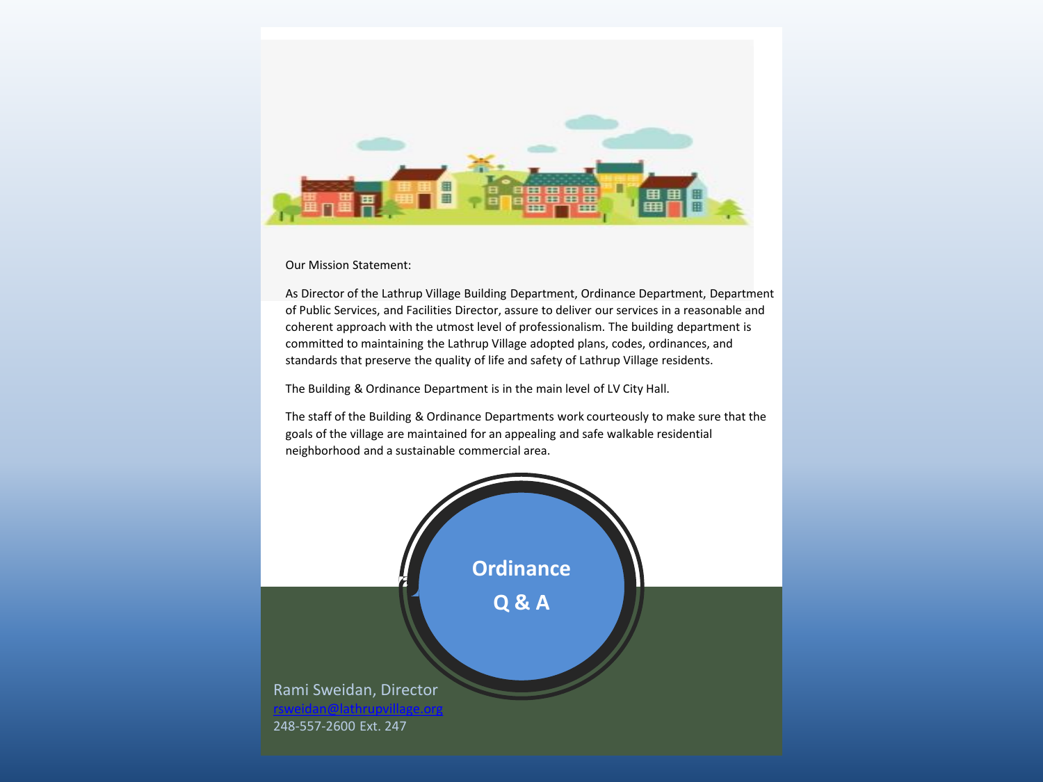Our Mission Statement:

As Director of the Lathrup Village Building Department, Ordinance Department, Department of Public Services, and Facilities Director, assure to deliver our services in a reasonable and coherent approach with the utmost level of professionalism. The building department is committed to maintaining the Lathrup Village adopted plans, codes, ordinances, and standards that preserve the quality of life and safety of Lathrup Village residents.

The Building & Ordinance Department is in the main level of LV City Hall.

The staff of the Building & Ordinance Departments work courteously to make sure that the goals of the village are maintained for an appealing and safe walkable residential neighborhood and a sustainable commercial area.

# Ordinance Q & A

Rami Sweidan, Director
rsweidan@lathrupvillage.org
248-557-2600 Ext. 247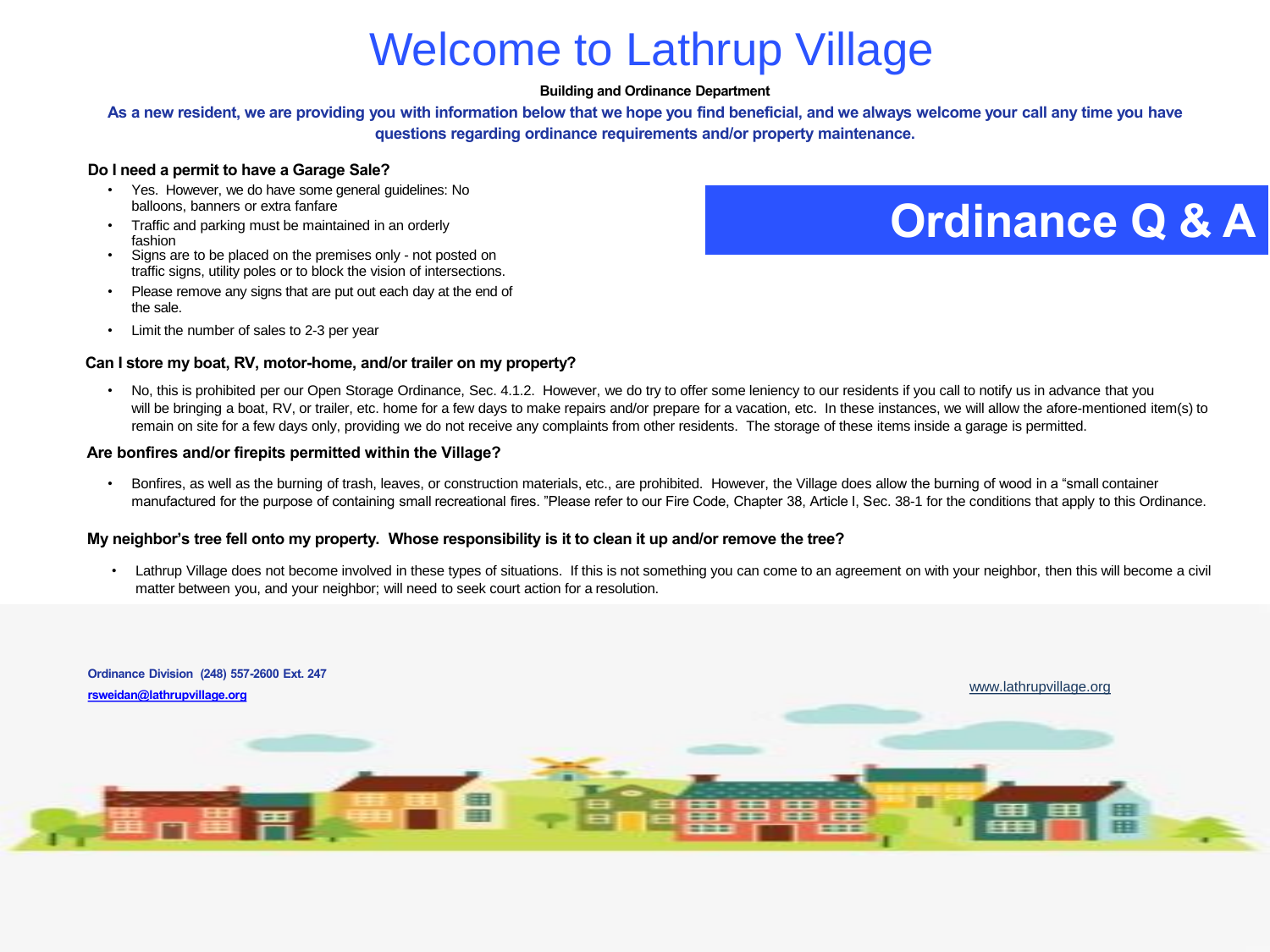# Welcome to Lathrup Village

**Building and Ordinance Department**

**As a new resident, we are providing you with information below that we hope you find beneficial, and we always welcome your call any time you have questions regarding ordinance requirements and/or property maintenance.**

## Ordinance Q & A

### Do I need a permit to have a Garage Sale?

- Yes. However, we do have some general guidelines: No balloons, banners or extra fanfare
- Traffic and parking must be maintained in an orderly fashion
- Signs are to be placed on the premises only - not posted on traffic signs, utility poles or to block the vision of intersections.
- Please remove any signs that are put out each day at the end of the sale.
- Limit the number of sales to 2-3 per year

### Can I store my boat, RV, motor-home, and/or trailer on my property?

- No, this is prohibited per our Open Storage Ordinance, Sec. 4.1.2. However, we do try to offer some leniency to our residents if you call to notify us in advance that you will be bringing a boat, RV, or trailer, etc. home for a few days to make repairs and/or prepare for a vacation, etc. In these instances, we will allow the afore-mentioned item(s) to remain on site for a few days only, providing we do not receive any complaints from other residents. The storage of these items inside a garage is permitted.

### Are bonfires and/or firepits permitted within the Village?

- Bonfires, as well as the burning of trash, leaves, or construction materials, etc., are prohibited. However, the Village does allow the burning of wood in a "small container manufactured for the purpose of containing small recreational fires. "Please refer to our Fire Code, Chapter 38, Article I, Sec. 38-1 for the conditions that apply to this Ordinance.

### My neighbor's tree fell onto my property. Whose responsibility is it to clean it up and/or remove the tree?

- Lathrup Village does not become involved in these types of situations. If this is not something you can come to an agreement on with your neighbor, then this will become a civil matter between you, and your neighbor; will need to seek court action for a resolution.

**Ordinance Division (248) 557-2600 Ext. 247**

**rsweidan@lathrupvillage.org**

www.lathrupvillage.org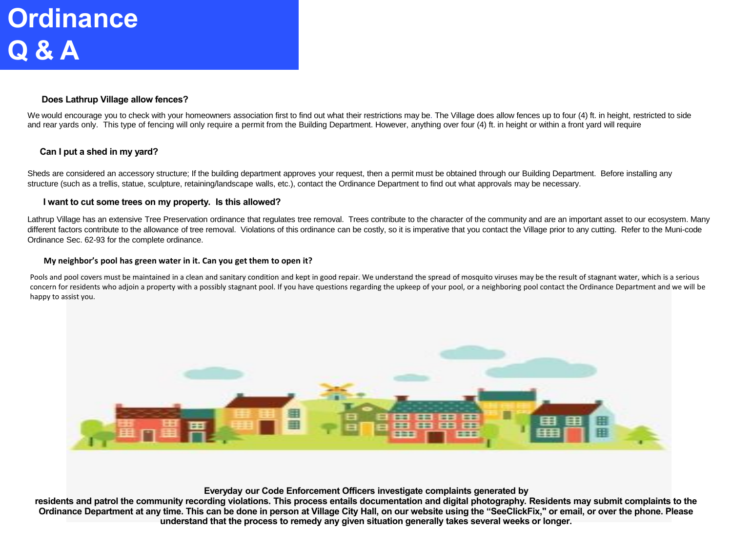# Ordinance Q & A

### Does Lathrup Village allow fences?

We would encourage you to check with your homeowners association first to find out what their restrictions may be. The Village does allow fences up to four (4) ft. in height, restricted to side and rear yards only. This type of fencing will only require a permit from the Building Department. However, anything over four (4) ft. in height or within a front yard will require

### Can I put a shed in my yard?

Sheds are considered an accessory structure; If the building department approves your request, then a permit must be obtained through our Building Department. Before installing any structure (such as a trellis, statue, sculpture, retaining/landscape walls, etc.), contact the Ordinance Department to find out what approvals may be necessary.

### I want to cut some trees on my property. Is this allowed?

Lathrup Village has an extensive Tree Preservation ordinance that regulates tree removal. Trees contribute to the character of the community and are an important asset to our ecosystem. Many different factors contribute to the allowance of tree removal. Violations of this ordinance can be costly, so it is imperative that you contact the Village prior to any cutting. Refer to the Muni-code Ordinance Sec. 62-93 for the complete ordinance.

### My neighbor's pool has green water in it. Can you get them to open it?

Pools and pool covers must be maintained in a clean and sanitary condition and kept in good repair. We understand the spread of mosquito viruses may be the result of stagnant water, which is a serious concern for residents who adjoin a property with a possibly stagnant pool. If you have questions regarding the upkeep of your pool, or a neighboring pool contact the Ordinance Department and we will be happy to assist you.

**Everyday our Code Enforcement Officers investigate complaints generated by residents and patrol the community recording violations. This process entails documentation and digital photography. Residents may submit complaints to the Ordinance Department at any time. This can be done in person at Village City Hall, on our website using the "SeeClickFix," or email, or over the phone. Please understand that the process to remedy any given situation generally takes several weeks or longer.**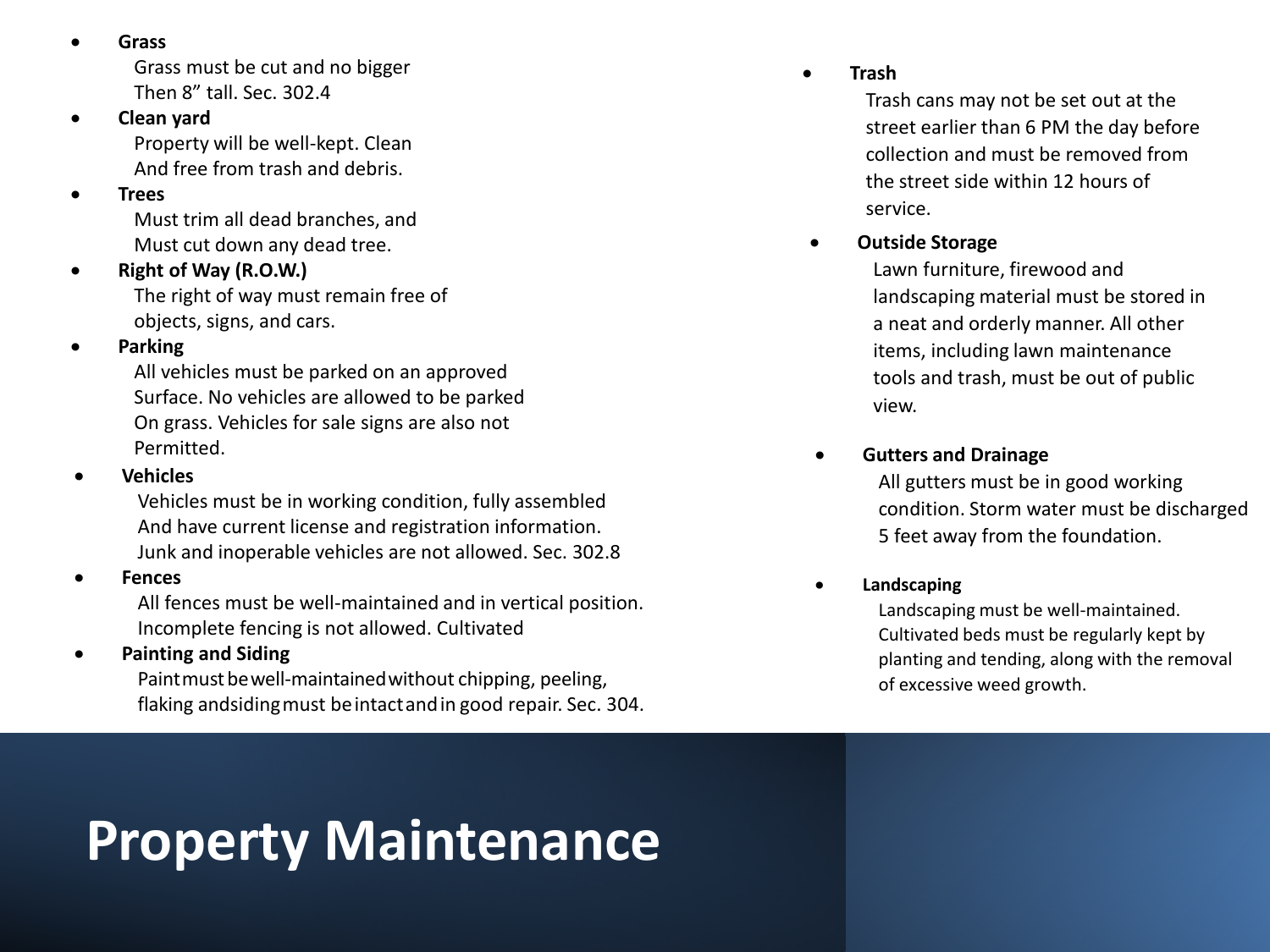# Property Maintenance

- **Grass**
  Grass must be cut and no bigger
  Then 8" tall. Sec. 302.4
- **Clean yard**
  Property will be well-kept. Clean
  And free from trash and debris.
- **Trees**
  Must trim all dead branches, and
  Must cut down any dead tree.
- **Right of Way (R.O.W.)**
  The right of way must remain free of
  objects, signs, and cars.
- **Parking**
  All vehicles must be parked on an approved
  Surface. No vehicles are allowed to be parked
  On grass. Vehicles for sale signs are also not
  Permitted.
- **Vehicles**
  Vehicles must be in working condition, fully assembled
  And have current license and registration information.
  Junk and inoperable vehicles are not allowed. Sec. 302.8
- **Fences**
  All fences must be well-maintained and in vertical position.
  Incomplete fencing is not allowed. Cultivated
- **Painting and Siding**
  Paint must be well-maintained without chipping, peeling,
  flaking and siding must be intact and in good repair. Sec. 304.
- **Trash**
  Trash cans may not be set out at the
  street earlier than 6 PM the day before
  collection and must be removed from
  the street side within 12 hours of
  service.
- **Outside Storage**
  Lawn furniture, firewood and
  landscaping material must be stored in
  a neat and orderly manner. All other
  items, including lawn maintenance
  tools and trash, must be out of public
  view.
- **Gutters and Drainage**
  All gutters must be in good working
  condition. Storm water must be discharged
  5 feet away from the foundation.
- **Landscaping**
  Landscaping must be well-maintained.
  Cultivated beds must be regularly kept by
  planting and tending, along with the removal
  of excessive weed growth.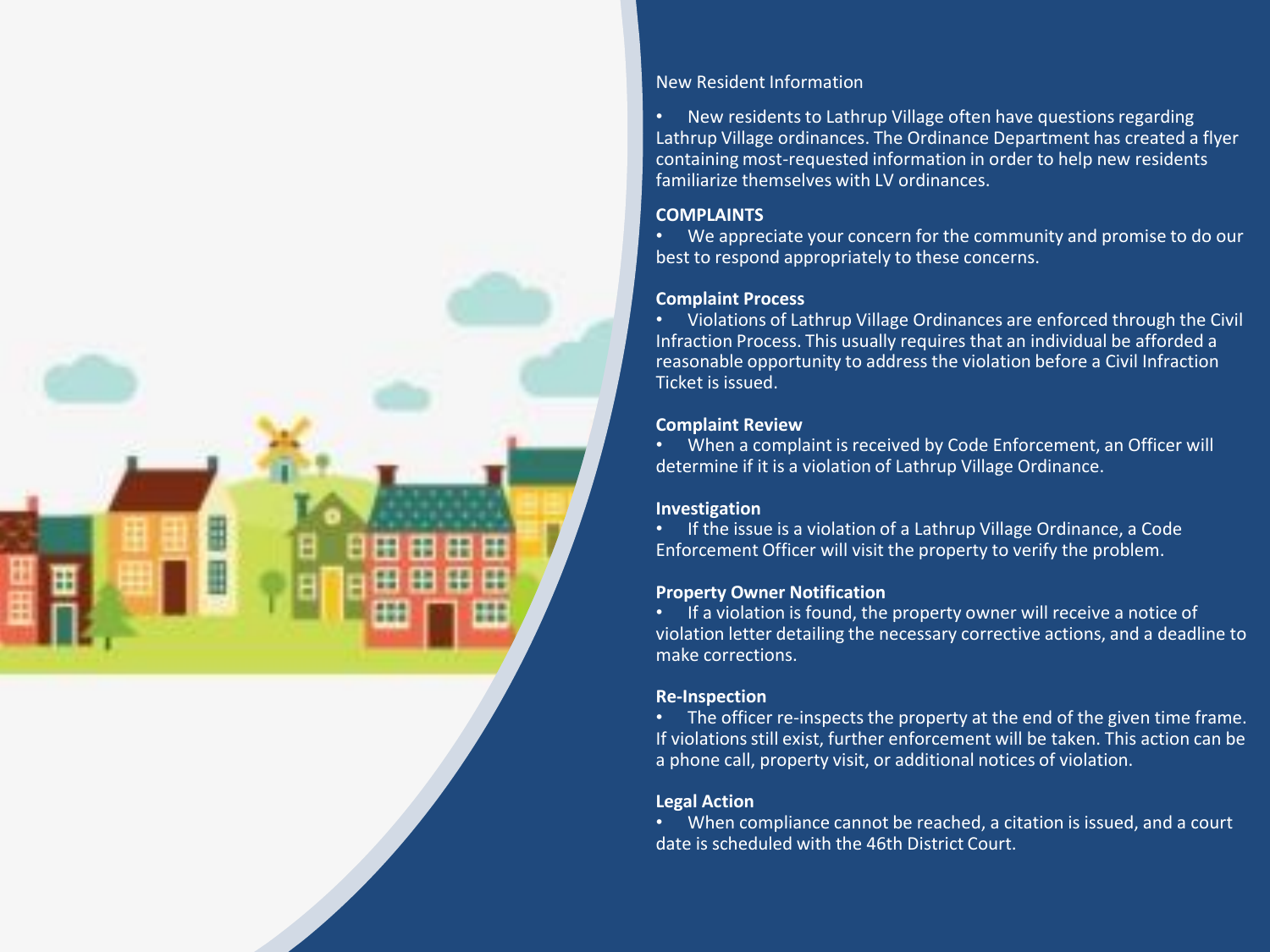New Resident Information

- New residents to Lathrup Village often have questions regarding Lathrup Village ordinances. The Ordinance Department has created a flyer containing most-requested information in order to help new residents familiarize themselves with LV ordinances.

**COMPLAINTS**

- We appreciate your concern for the community and promise to do our best to respond appropriately to these concerns.

**Complaint Process**

- Violations of Lathrup Village Ordinances are enforced through the Civil Infraction Process. This usually requires that an individual be afforded a reasonable opportunity to address the violation before a Civil Infraction Ticket is issued.

**Complaint Review**

- When a complaint is received by Code Enforcement, an Officer will determine if it is a violation of Lathrup Village Ordinance.

**Investigation**

- If the issue is a violation of a Lathrup Village Ordinance, a Code Enforcement Officer will visit the property to verify the problem.

**Property Owner Notification**

- If a violation is found, the property owner will receive a notice of violation letter detailing the necessary corrective actions, and a deadline to make corrections.

**Re-Inspection**

- The officer re-inspects the property at the end of the given time frame. If violations still exist, further enforcement will be taken. This action can be a phone call, property visit, or additional notices of violation.

**Legal Action**

- When compliance cannot be reached, a citation is issued, and a court date is scheduled with the 46th District Court.